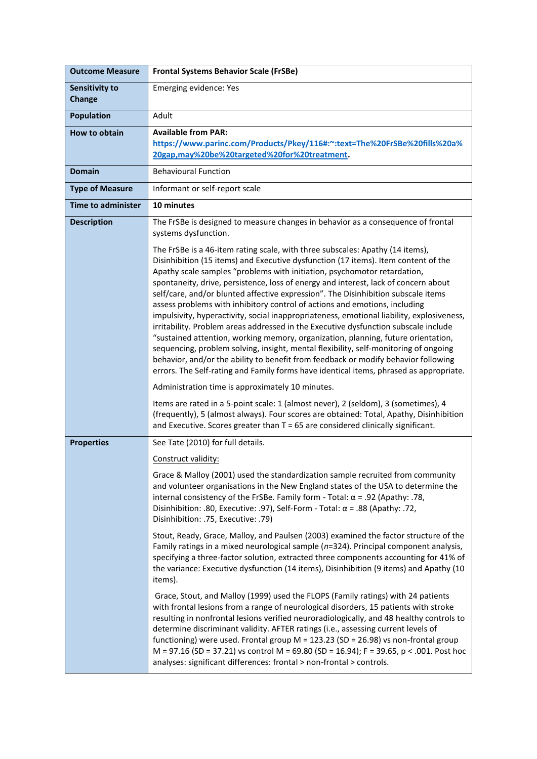| Outcome Measure | Frontal Systems Behavior Scale (FrSBe) |
|---|---|
| Sensitivity to Change | Emerging evidence: Yes |
| Population | Adult |
| How to obtain | **Available from PAR:** **[https://www.parinc.com/Products/Pkey/116#:~:text=The%20FrSBe%20fills%20a%20gap,may%20be%20targeted%20for%20treatment](https://www.parinc.com/Products/Pkey/116#:~:text=The%20FrSBe%20fills%20a%20gap,may%20be%20targeted%20for%20treatment).** |
| Domain | Behavioural Function |
| Type of Measure | Informant or self-report scale |
| Time to administer | **10 minutes** |
| Description | The FrSBe is designed to measure changes in behavior as a consequence of frontal systems dysfunction.<br><br>The FrSBe is a 46-item rating scale, with three subscales: Apathy (14 items), Disinhibition (15 items) and Executive dysfunction (17 items). Item content of the Apathy scale samples "problems with initiation, psychomotor retardation, spontaneity, drive, persistence, loss of energy and interest, lack of concern about self/care, and/or blunted affective expression". The Disinhibition subscale items assess problems with inhibitory control of actions and emotions, including impulsivity, hyperactivity, social inappropriateness, emotional liability, explosiveness, irritability. Problem areas addressed in the Executive dysfunction subscale include "sustained attention, working memory, organization, planning, future orientation, sequencing, problem solving, insight, mental flexibility, self-monitoring of ongoing behavior, and/or the ability to benefit from feedback or modify behavior following errors. The Self-rating and Family forms have identical items, phrased as appropriate.<br><br>Administration time is approximately 10 minutes.<br><br>Items are rated in a 5-point scale: 1 (almost never), 2 (seldom), 3 (sometimes), 4 (frequently), 5 (almost always). Four scores are obtained: Total, Apathy, Disinhibition and Executive. Scores greater than T = 65 are considered clinically significant. |
| Properties | See Tate (2010) for full details.<br><br><u>Construct validity:</u><br><br>Grace & Malloy (2001) used the standardization sample recruited from community and volunteer organisations in the New England states of the USA to determine the internal consistency of the FrSBe. Family form - Total: α = .92 (Apathy: .78, Disinhibition: .80, Executive: .97), Self-Form - Total: α = .88 (Apathy: .72, Disinhibition: .75, Executive: .79)<br><br>Stout, Ready, Grace, Malloy, and Paulsen (2003) examined the factor structure of the Family ratings in a mixed neurological sample (*n*=324). Principal component analysis, specifying a three-factor solution, extracted three components accounting for 41% of the variance: Executive dysfunction (14 items), Disinhibition (9 items) and Apathy (10 items).<br><br>Grace, Stout, and Malloy (1999) used the FLOPS (Family ratings) with 24 patients with frontal lesions from a range of neurological disorders, 15 patients with stroke resulting in nonfrontal lesions verified neuroradiologically, and 48 healthy controls to determine discriminant validity. AFTER ratings (i.e., assessing current levels of functioning) were used. Frontal group M = 123.23 (SD = 26.98) vs non-frontal group M = 97.16 (SD = 37.21) vs control M = 69.80 (SD = 16.94); F = 39.65, p < .001. Post hoc analyses: significant differences: frontal > non-frontal > controls. |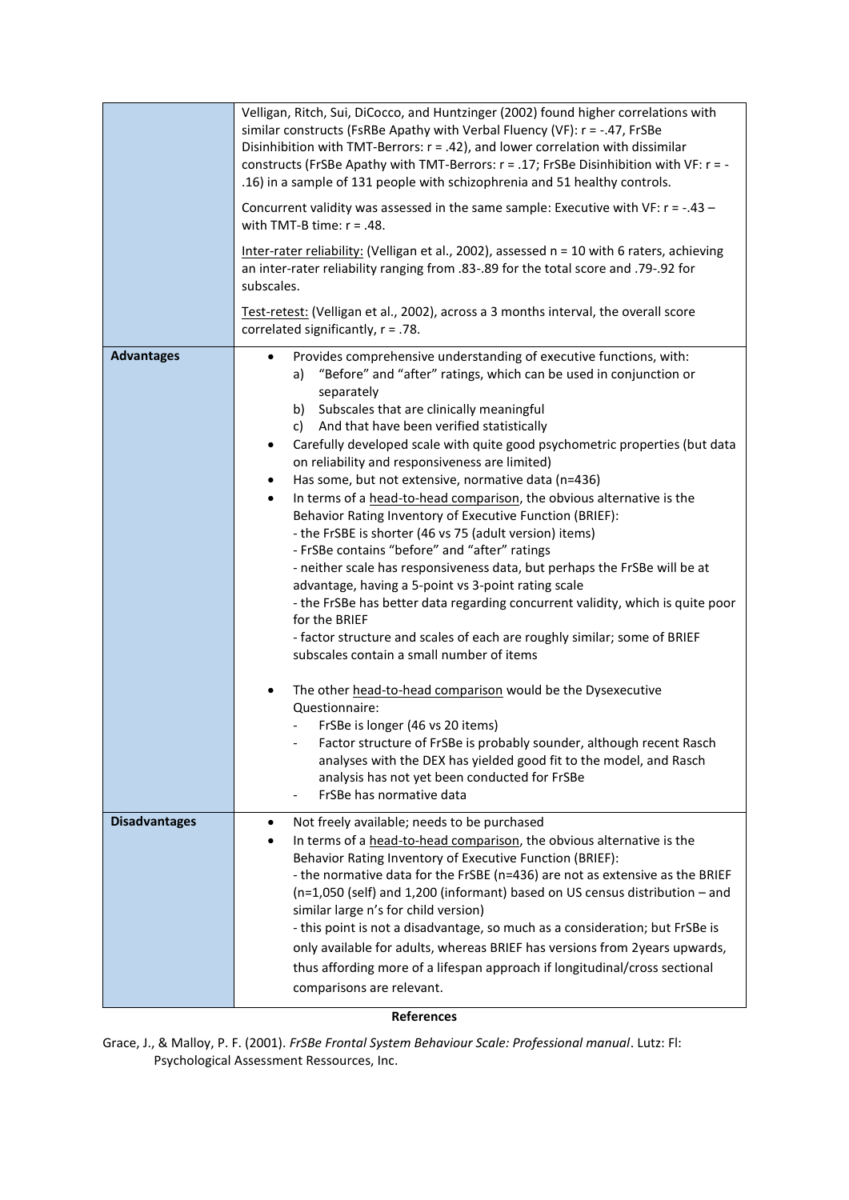| | |
|---|---|
| | Velligan, Ritch, Sui, DiCocco, and Huntzinger (2002) found higher correlations with similar constructs (FsRBe Apathy with Verbal Fluency (VF): r = -.47, FrSBe Disinhibition with TMT-Berrors: r = .42), and lower correlation with dissimilar constructs (FrSBe Apathy with TMT-Berrors: r = .17; FrSBe Disinhibition with VF: r = -.16) in a sample of 131 people with schizophrenia and 51 healthy controls.<br><br>Concurrent validity was assessed in the same sample: Executive with VF: r = -.43 – with TMT-B time: r = .48.<br><br><u>Inter-rater reliability:</u> (Velligan et al., 2002), assessed n = 10 with 6 raters, achieving an inter-rater reliability ranging from .83-.89 for the total score and .79-.92 for subscales.<br><br><u>Test-retest:</u> (Velligan et al., 2002), across a 3 months interval, the overall score correlated significantly, r = .78. |
| **Advantages** | • Provides comprehensive understanding of executive functions, with:<br>  a) "Before" and "after" ratings, which can be used in conjunction or separately<br>  b) Subscales that are clinically meaningful<br>  c) And that have been verified statistically<br>• Carefully developed scale with quite good psychometric properties (but data on reliability and responsiveness are limited)<br>• Has some, but not extensive, normative data (n=436)<br>• In terms of a <u>head-to-head comparison</u>, the obvious alternative is the Behavior Rating Inventory of Executive Function (BRIEF):<br>- the FrSBE is shorter (46 vs 75 (adult version) items)<br>- FrSBe contains "before" and "after" ratings<br>- neither scale has responsiveness data, but perhaps the FrSBe will be at advantage, having a 5-point vs 3-point rating scale<br>- the FrSBe has better data regarding concurrent validity, which is quite poor for the BRIEF<br>- factor structure and scales of each are roughly similar; some of BRIEF subscales contain a small number of items<br><br>• The other <u>head-to-head comparison</u> would be the Dysexecutive Questionnaire:<br>  - FrSBe is longer (46 vs 20 items)<br>  - Factor structure of FrSBe is probably sounder, although recent Rasch analyses with the DEX has yielded good fit to the model, and Rasch analysis has not yet been conducted for FrSBe<br>  - FrSBe has normative data |
| **Disadvantages** | • Not freely available; needs to be purchased<br>• In terms of a <u>head-to-head comparison</u>, the obvious alternative is the Behavior Rating Inventory of Executive Function (BRIEF):<br>- the normative data for the FrSBE (n=436) are not as extensive as the BRIEF (n=1,050 (self) and 1,200 (informant) based on US census distribution – and similar large n's for child version)<br>- this point is not a disadvantage, so much as a consideration; but FrSBe is only available for adults, whereas BRIEF has versions from 2years upwards, thus affording more of a lifespan approach if longitudinal/cross sectional comparisons are relevant. |

**References**

Grace, J., & Malloy, P. F. (2001). *FrSBe Frontal System Behaviour Scale: Professional manual*. Lutz: Fl: Psychological Assessment Ressources, Inc.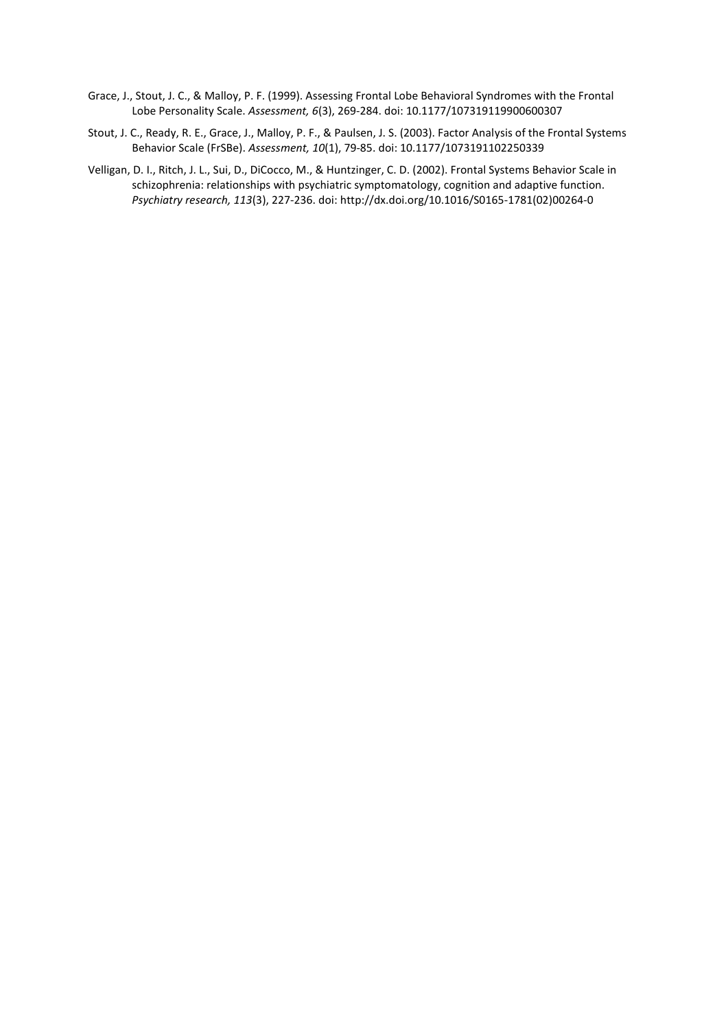Grace, J., Stout, J. C., & Malloy, P. F. (1999). Assessing Frontal Lobe Behavioral Syndromes with the Frontal Lobe Personality Scale. *Assessment, 6*(3), 269-284. doi: 10.1177/107319119900600307

Stout, J. C., Ready, R. E., Grace, J., Malloy, P. F., & Paulsen, J. S. (2003). Factor Analysis of the Frontal Systems Behavior Scale (FrSBe). *Assessment, 10*(1), 79-85. doi: 10.1177/1073191102250339

Velligan, D. I., Ritch, J. L., Sui, D., DiCocco, M., & Huntzinger, C. D. (2002). Frontal Systems Behavior Scale in schizophrenia: relationships with psychiatric symptomatology, cognition and adaptive function. *Psychiatry research, 113*(3), 227-236. doi: http://dx.doi.org/10.1016/S0165-1781(02)00264-0